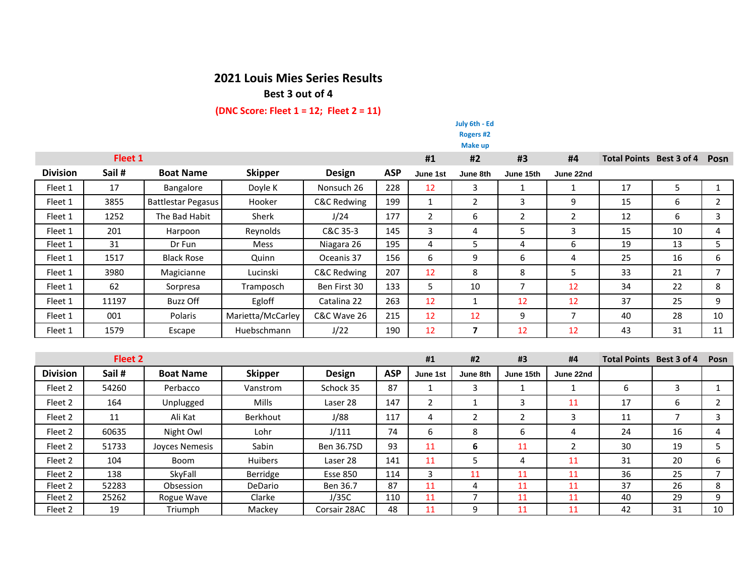# 2021 Louis Mies Series Results

**Best 3 out of 4**

**(DNC Score: Fleet 1 = 12; Fleet 2 = 11)**

July 6th - Ed Rogers #2 Make up

| Fleet 1 | | | | | | #1 | #2 | #3 | #4 | Total Points | Best 3 of 4 | Posn |
|---|---|---|---|---|---|---|---|---|---|---|---|---|
| **Division** | **Sail #** | **Boat Name** | **Skipper** | **Design** | **ASP** | **June 1st** | **June 8th** | **June 15th** | **June 22nd** | | | |
| Fleet 1 | 17 | Bangalore | Doyle K | Nonsuch 26 | 228 | 12 | 3 | 1 | 1 | 17 | 5 | 1 |
| Fleet 1 | 3855 | Battlestar Pegasus | Hooker | C&C Redwing | 199 | 1 | 2 | 3 | 9 | 15 | 6 | 2 |
| Fleet 1 | 1252 | The Bad Habit | Sherk | J/24 | 177 | 2 | 6 | 2 | 2 | 12 | 6 | 3 |
| Fleet 1 | 201 | Harpoon | Reynolds | C&C 35-3 | 145 | 3 | 4 | 5 | 3 | 15 | 10 | 4 |
| Fleet 1 | 31 | Dr Fun | Mess | Niagara 26 | 195 | 4 | 5 | 4 | 6 | 19 | 13 | 5 |
| Fleet 1 | 1517 | Black Rose | Quinn | Oceanis 37 | 156 | 6 | 9 | 6 | 4 | 25 | 16 | 6 |
| Fleet 1 | 3980 | Magicianne | Lucinski | C&C Redwing | 207 | 12 | 8 | 8 | 5 | 33 | 21 | 7 |
| Fleet 1 | 62 | Sorpresa | Tramposch | Ben First 30 | 133 | 5 | 10 | 7 | 12 | 34 | 22 | 8 |
| Fleet 1 | 11197 | Buzz Off | Egloff | Catalina 22 | 263 | 12 | 1 | 12 | 12 | 37 | 25 | 9 |
| Fleet 1 | 001 | Polaris | Marietta/McCarley | C&C Wave 26 | 215 | 12 | 12 | 9 | 7 | 40 | 28 | 10 |
| Fleet 1 | 1579 | Escape | Huebschmann | J/22 | 190 | 12 | **7** | 12 | 12 | 43 | 31 | 11 |

| Fleet 2 | | | | | | #1 | #2 | #3 | #4 | Total Points | Best 3 of 4 | Posn |
|---|---|---|---|---|---|---|---|---|---|---|---|---|
| **Division** | **Sail #** | **Boat Name** | **Skipper** | **Design** | **ASP** | **June 1st** | **June 8th** | **June 15th** | **June 22nd** | | | |
| Fleet 2 | 54260 | Perbacco | Vanstrom | Schock 35 | 87 | 1 | 3 | 1 | 1 | 6 | 3 | 1 |
| Fleet 2 | 164 | Unplugged | Mills | Laser 28 | 147 | 2 | 1 | 3 | 11 | 17 | 6 | 2 |
| Fleet 2 | 11 | Ali Kat | Berkhout | J/88 | 117 | 4 | 2 | 2 | 3 | 11 | 7 | 3 |
| Fleet 2 | 60635 | Night Owl | Lohr | J/111 | 74 | 6 | 8 | 6 | 4 | 24 | 16 | 4 |
| Fleet 2 | 51733 | Joyces Nemesis | Sabin | Ben 36.7SD | 93 | 11 | **6** | 11 | 2 | 30 | 19 | 5 |
| Fleet 2 | 104 | Boom | Huibers | Laser 28 | 141 | 11 | 5 | 4 | 11 | 31 | 20 | 6 |
| Fleet 2 | 138 | SkyFall | Berridge | Esse 850 | 114 | 3 | 11 | 11 | 11 | 36 | 25 | 7 |
| Fleet 2 | 52283 | Obsession | DeDario | Ben 36.7 | 87 | 11 | 4 | 11 | 11 | 37 | 26 | 8 |
| Fleet 2 | 25262 | Rogue Wave | Clarke | J/35C | 110 | 11 | 7 | 11 | 11 | 40 | 29 | 9 |
| Fleet 2 | 19 | Triumph | Mackey | Corsair 28AC | 48 | 11 | 9 | 11 | 11 | 42 | 31 | 10 |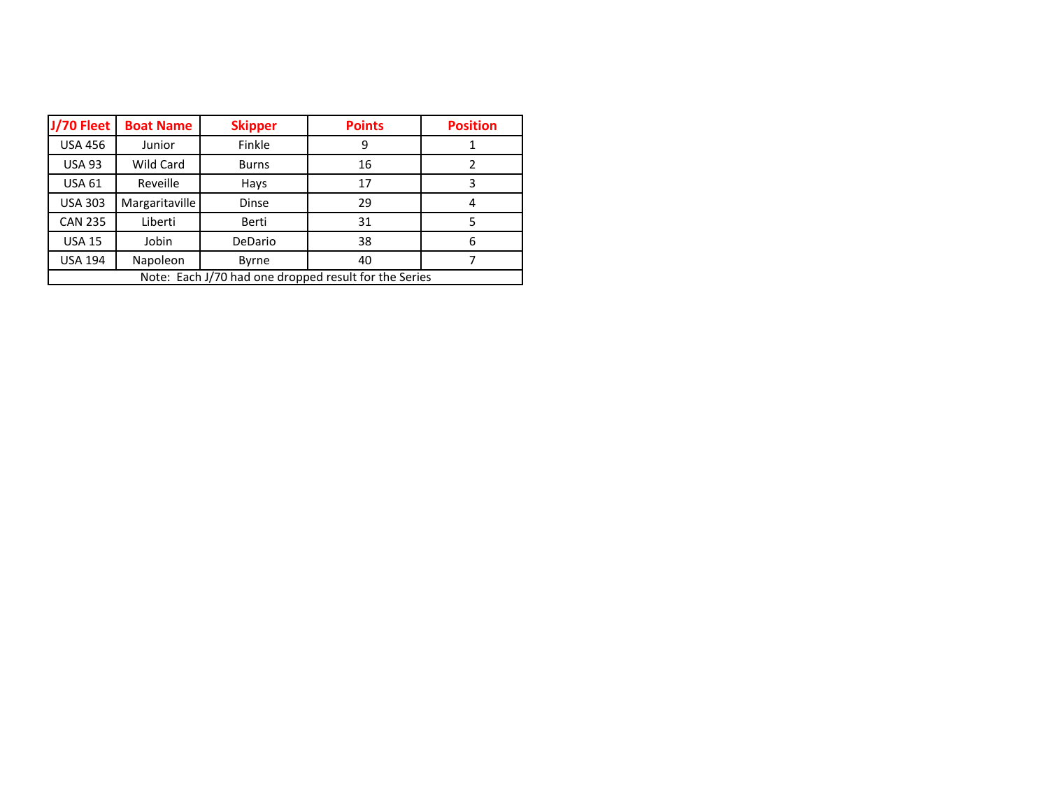| J/70 Fleet | Boat Name | Skipper | Points | Position |
|---|---|---|---|---|
| USA 456 | Junior | Finkle | 9 | 1 |
| USA 93 | Wild Card | Burns | 16 | 2 |
| USA 61 | Reveille | Hays | 17 | 3 |
| USA 303 | Margaritaville | Dinse | 29 | 4 |
| CAN 235 | Liberti | Berti | 31 | 5 |
| USA 15 | Jobin | DeDario | 38 | 6 |
| USA 194 | Napoleon | Byrne | 40 | 7 |
| Note:  Each J/70 had one dropped result for the Series | | | | |